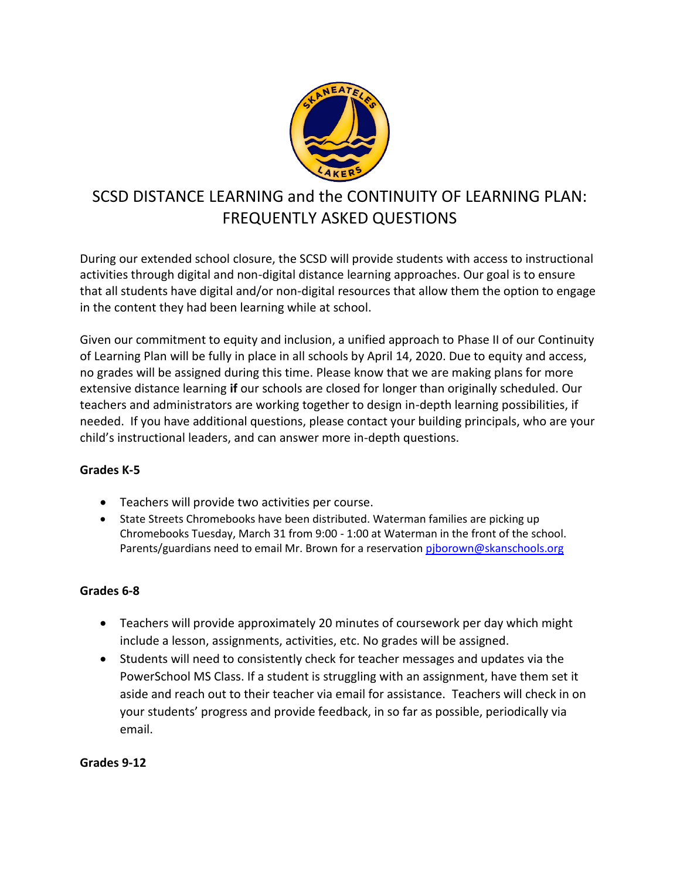# SCSD DISTANCE LEARNING and the CONTINUITY OF LEARNING PLAN: FREQUENTLY ASKED QUESTIONS

During our extended school closure, the SCSD will provide students with access to instructional activities through digital and non-digital distance learning approaches. Our goal is to ensure that all students have digital and/or non-digital resources that allow them the option to engage in the content they had been learning while at school.

Given our commitment to equity and inclusion, a unified approach to Phase II of our Continuity of Learning Plan will be fully in place in all schools by April 14, 2020. Due to equity and access, no grades will be assigned during this time. Please know that we are making plans for more extensive distance learning **if** our schools are closed for longer than originally scheduled. Our teachers and administrators are working together to design in-depth learning possibilities, if needed. If you have additional questions, please contact your building principals, who are your child's instructional leaders, and can answer more in-depth questions.

**Grades K-5**

- Teachers will provide two activities per course.
- State Streets Chromebooks have been distributed. Waterman families are picking up Chromebooks Tuesday, March 31 from 9:00 - 1:00 at Waterman in the front of the school. Parents/guardians need to email Mr. Brown for a reservation pjborown@skanschools.org

**Grades 6-8**

- Teachers will provide approximately 20 minutes of coursework per day which might include a lesson, assignments, activities, etc. No grades will be assigned.
- Students will need to consistently check for teacher messages and updates via the PowerSchool MS Class. If a student is struggling with an assignment, have them set it aside and reach out to their teacher via email for assistance. Teachers will check in on your students' progress and provide feedback, in so far as possible, periodically via email.

**Grades 9-12**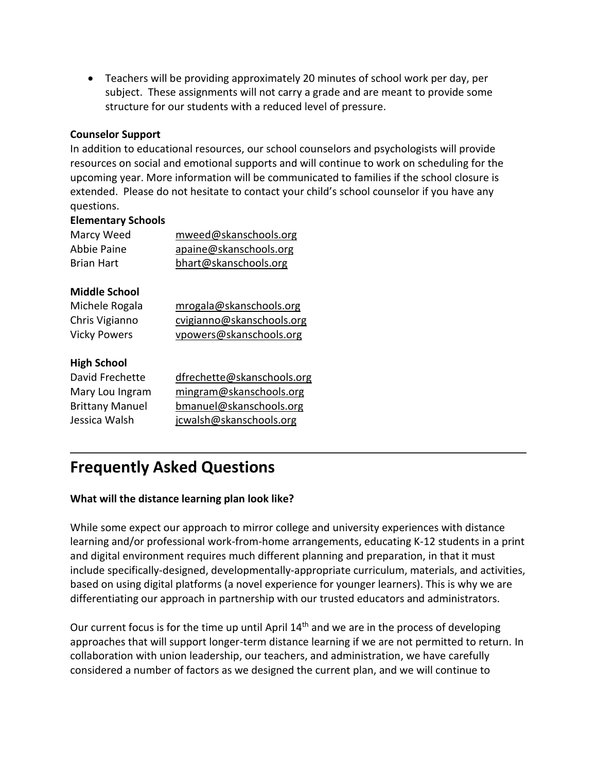- Teachers will be providing approximately 20 minutes of school work per day, per subject. These assignments will not carry a grade and are meant to provide some structure for our students with a reduced level of pressure.

**Counselor Support**

In addition to educational resources, our school counselors and psychologists will provide resources on social and emotional supports and will continue to work on scheduling for the upcoming year. More information will be communicated to families if the school closure is extended. Please do not hesitate to contact your child's school counselor if you have any questions.

**Elementary Schools**

Marcy Weed mweed@skanschools.org
Abbie Paine apaine@skanschools.org
Brian Hart bhart@skanschools.org

**Middle School**

Michele Rogala mrogala@skanschools.org
Chris Vigianno cvigianno@skanschools.org
Vicky Powers vpowers@skanschools.org

**High School**

David Frechette dfrechette@skanschools.org
Mary Lou Ingram mingram@skanschools.org
Brittany Manuel bmanuel@skanschools.org
Jessica Walsh jcwalsh@skanschools.org

---

## Frequently Asked Questions

**What will the distance learning plan look like?**

While some expect our approach to mirror college and university experiences with distance learning and/or professional work-from-home arrangements, educating K-12 students in a print and digital environment requires much different planning and preparation, in that it must include specifically-designed, developmentally-appropriate curriculum, materials, and activities, based on using digital platforms (a novel experience for younger learners). This is why we are differentiating our approach in partnership with our trusted educators and administrators.

Our current focus is for the time up until April 14th and we are in the process of developing approaches that will support longer-term distance learning if we are not permitted to return. In collaboration with union leadership, our teachers, and administration, we have carefully considered a number of factors as we designed the current plan, and we will continue to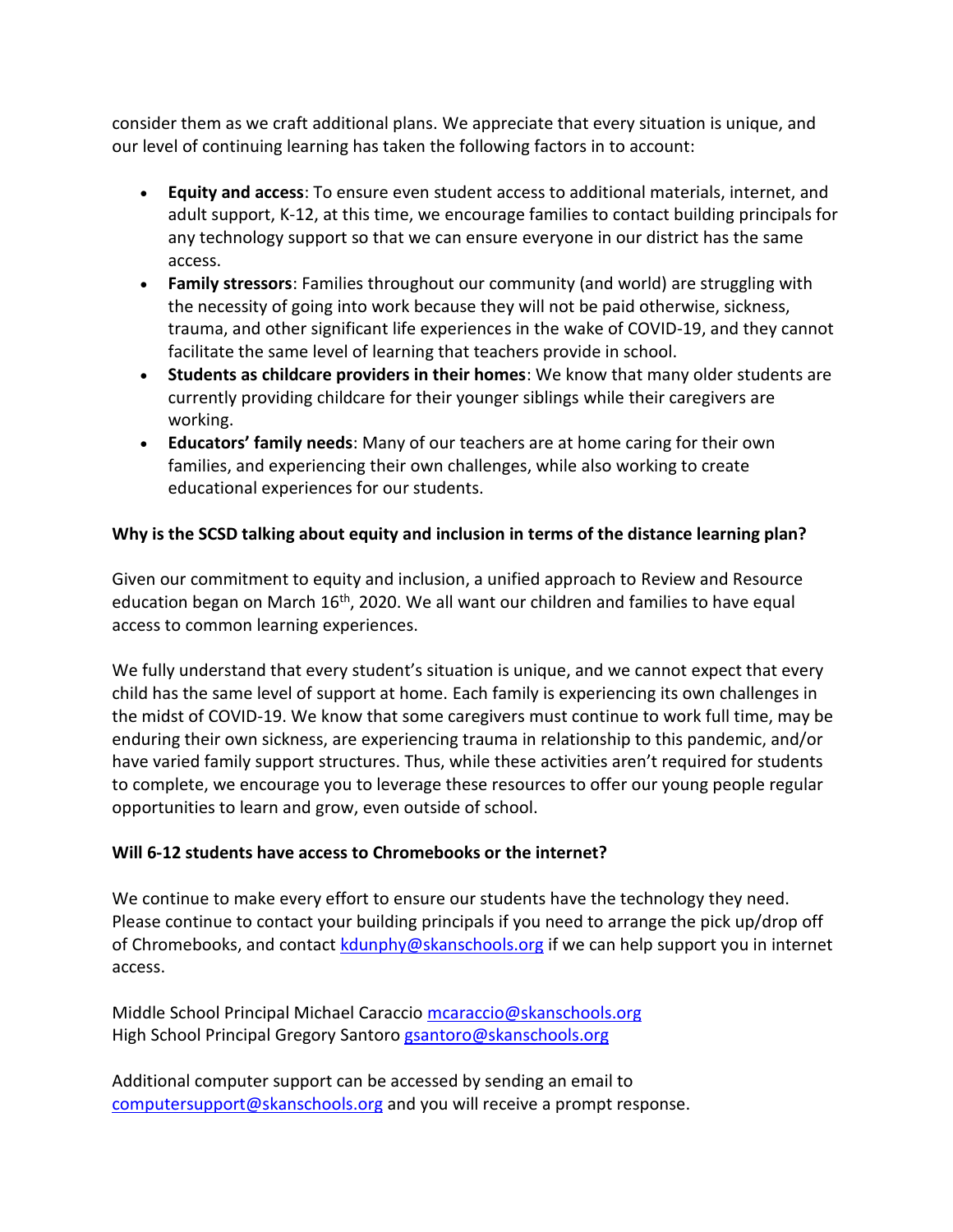consider them as we craft additional plans. We appreciate that every situation is unique, and our level of continuing learning has taken the following factors in to account:

- **Equity and access**: To ensure even student access to additional materials, internet, and adult support, K-12, at this time, we encourage families to contact building principals for any technology support so that we can ensure everyone in our district has the same access.
- **Family stressors**: Families throughout our community (and world) are struggling with the necessity of going into work because they will not be paid otherwise, sickness, trauma, and other significant life experiences in the wake of COVID-19, and they cannot facilitate the same level of learning that teachers provide in school.
- **Students as childcare providers in their homes**: We know that many older students are currently providing childcare for their younger siblings while their caregivers are working.
- **Educators' family needs**: Many of our teachers are at home caring for their own families, and experiencing their own challenges, while also working to create educational experiences for our students.

**Why is the SCSD talking about equity and inclusion in terms of the distance learning plan?**

Given our commitment to equity and inclusion, a unified approach to Review and Resource education began on March 16th, 2020. We all want our children and families to have equal access to common learning experiences.

We fully understand that every student's situation is unique, and we cannot expect that every child has the same level of support at home. Each family is experiencing its own challenges in the midst of COVID-19. We know that some caregivers must continue to work full time, may be enduring their own sickness, are experiencing trauma in relationship to this pandemic, and/or have varied family support structures. Thus, while these activities aren't required for students to complete, we encourage you to leverage these resources to offer our young people regular opportunities to learn and grow, even outside of school.

**Will 6-12 students have access to Chromebooks or the internet?**

We continue to make every effort to ensure our students have the technology they need. Please continue to contact your building principals if you need to arrange the pick up/drop off of Chromebooks, and contact kdunphy@skanschools.org if we can help support you in internet access.

Middle School Principal Michael Caraccio mcaraccio@skanschools.org
High School Principal Gregory Santoro gsantoro@skanschools.org

Additional computer support can be accessed by sending an email to computersupport@skanschools.org and you will receive a prompt response.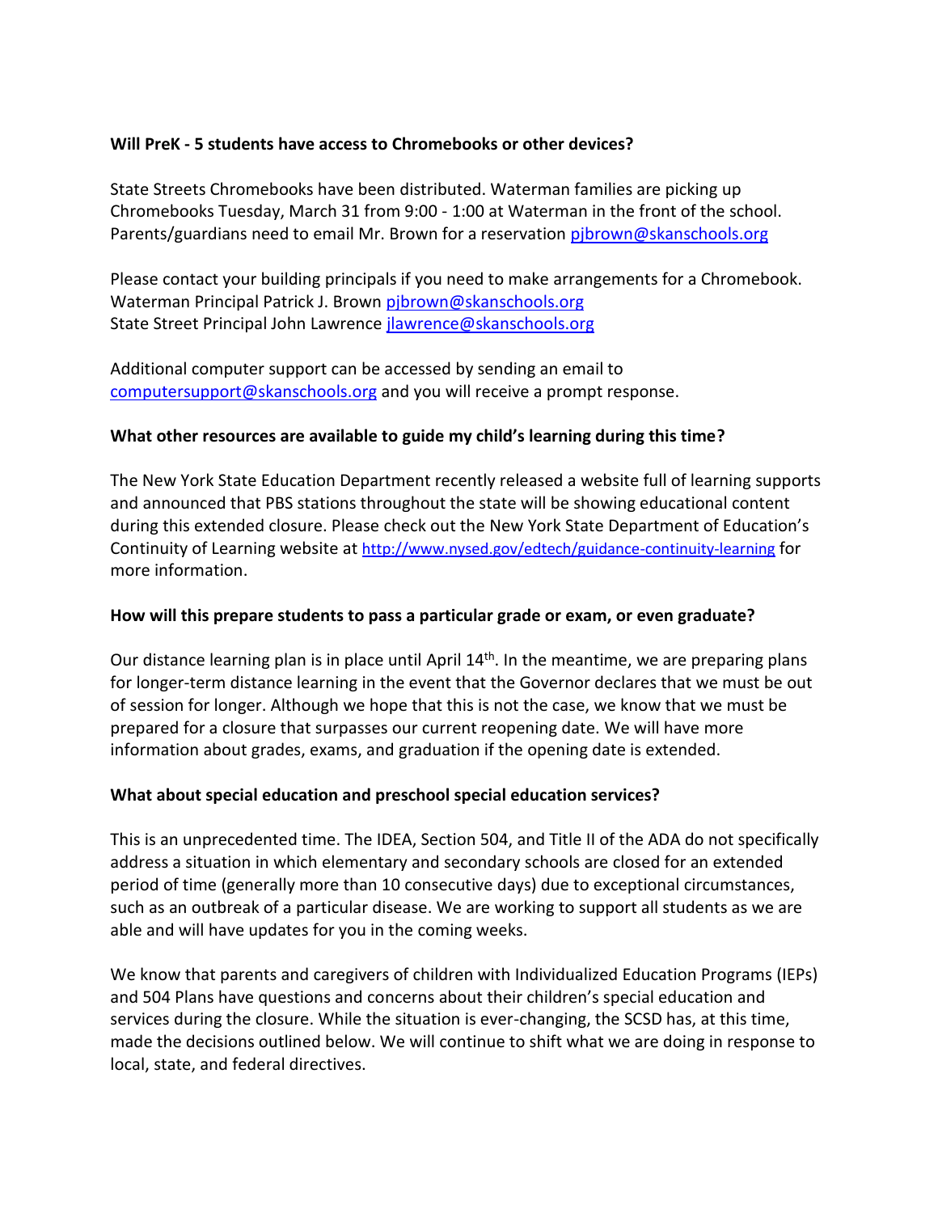**Will PreK - 5 students have access to Chromebooks or other devices?**

State Streets Chromebooks have been distributed. Waterman families are picking up Chromebooks Tuesday, March 31 from 9:00 - 1:00 at Waterman in the front of the school. Parents/guardians need to email Mr. Brown for a reservation pjbrown@skanschools.org

Please contact your building principals if you need to make arrangements for a Chromebook.
Waterman Principal Patrick J. Brown pjbrown@skanschools.org
State Street Principal John Lawrence jlawrence@skanschools.org

Additional computer support can be accessed by sending an email to computersupport@skanschools.org and you will receive a prompt response.

**What other resources are available to guide my child's learning during this time?**

The New York State Education Department recently released a website full of learning supports and announced that PBS stations throughout the state will be showing educational content during this extended closure. Please check out the New York State Department of Education's Continuity of Learning website at http://www.nysed.gov/edtech/guidance-continuity-learning for more information.

**How will this prepare students to pass a particular grade or exam, or even graduate?**

Our distance learning plan is in place until April 14th. In the meantime, we are preparing plans for longer-term distance learning in the event that the Governor declares that we must be out of session for longer. Although we hope that this is not the case, we know that we must be prepared for a closure that surpasses our current reopening date. We will have more information about grades, exams, and graduation if the opening date is extended.

**What about special education and preschool special education services?**

This is an unprecedented time. The IDEA, Section 504, and Title II of the ADA do not specifically address a situation in which elementary and secondary schools are closed for an extended period of time (generally more than 10 consecutive days) due to exceptional circumstances, such as an outbreak of a particular disease. We are working to support all students as we are able and will have updates for you in the coming weeks.

We know that parents and caregivers of children with Individualized Education Programs (IEPs) and 504 Plans have questions and concerns about their children's special education and services during the closure. While the situation is ever-changing, the SCSD has, at this time, made the decisions outlined below. We will continue to shift what we are doing in response to local, state, and federal directives.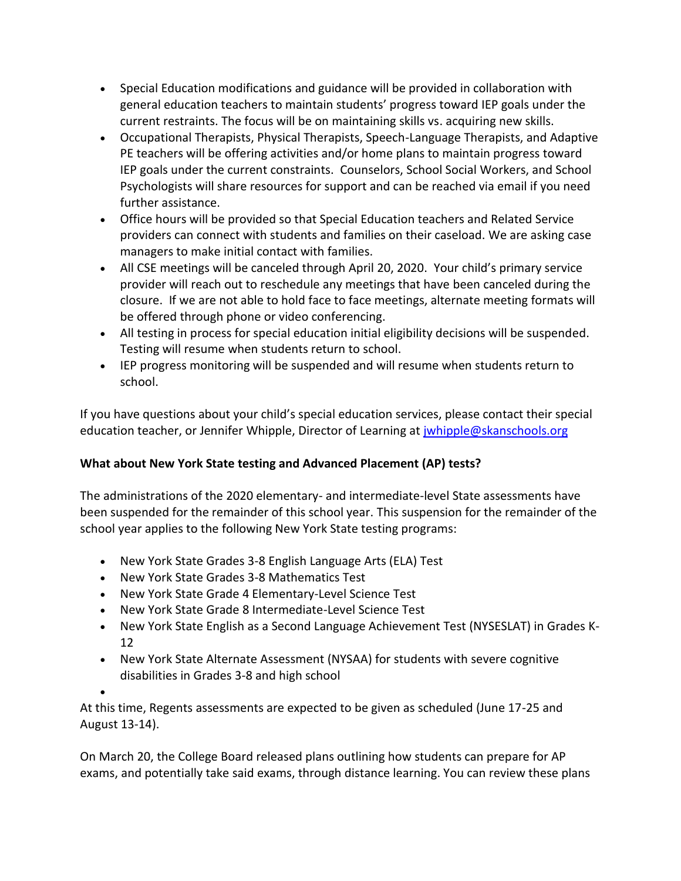- Special Education modifications and guidance will be provided in collaboration with general education teachers to maintain students' progress toward IEP goals under the current restraints. The focus will be on maintaining skills vs. acquiring new skills.
- Occupational Therapists, Physical Therapists, Speech-Language Therapists, and Adaptive PE teachers will be offering activities and/or home plans to maintain progress toward IEP goals under the current constraints. Counselors, School Social Workers, and School Psychologists will share resources for support and can be reached via email if you need further assistance.
- Office hours will be provided so that Special Education teachers and Related Service providers can connect with students and families on their caseload. We are asking case managers to make initial contact with families.
- All CSE meetings will be canceled through April 20, 2020. Your child's primary service provider will reach out to reschedule any meetings that have been canceled during the closure. If we are not able to hold face to face meetings, alternate meeting formats will be offered through phone or video conferencing.
- All testing in process for special education initial eligibility decisions will be suspended. Testing will resume when students return to school.
- IEP progress monitoring will be suspended and will resume when students return to school.

If you have questions about your child's special education services, please contact their special education teacher, or Jennifer Whipple, Director of Learning at [jwhipple@skanschools.org](mailto:jwhipple@skanschools.org)

**What about New York State testing and Advanced Placement (AP) tests?**

The administrations of the 2020 elementary- and intermediate-level State assessments have been suspended for the remainder of this school year. This suspension for the remainder of the school year applies to the following New York State testing programs:

- New York State Grades 3-8 English Language Arts (ELA) Test
- New York State Grades 3-8 Mathematics Test
- New York State Grade 4 Elementary-Level Science Test
- New York State Grade 8 Intermediate-Level Science Test
- New York State English as a Second Language Achievement Test (NYSESLAT) in Grades K-12
- New York State Alternate Assessment (NYSAA) for students with severe cognitive disabilities in Grades 3-8 and high school

At this time, Regents assessments are expected to be given as scheduled (June 17-25 and August 13-14).

On March 20, the College Board released plans outlining how students can prepare for AP exams, and potentially take said exams, through distance learning. You can review these plans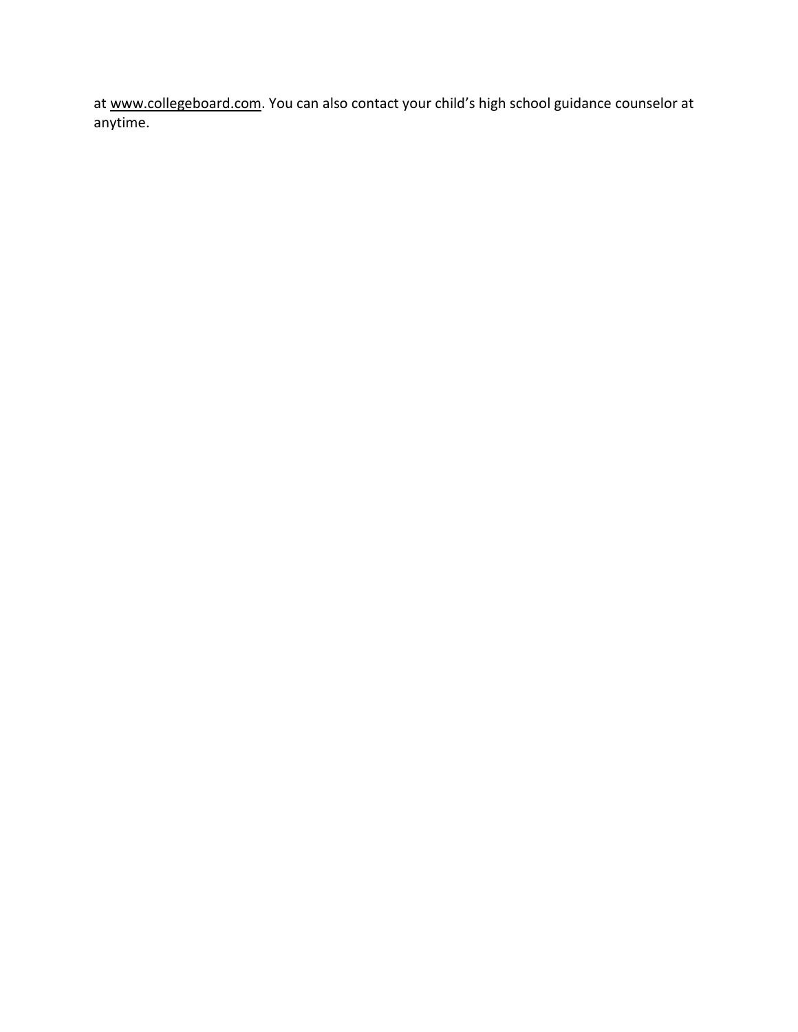at www.collegeboard.com. You can also contact your child's high school guidance counselor at anytime.